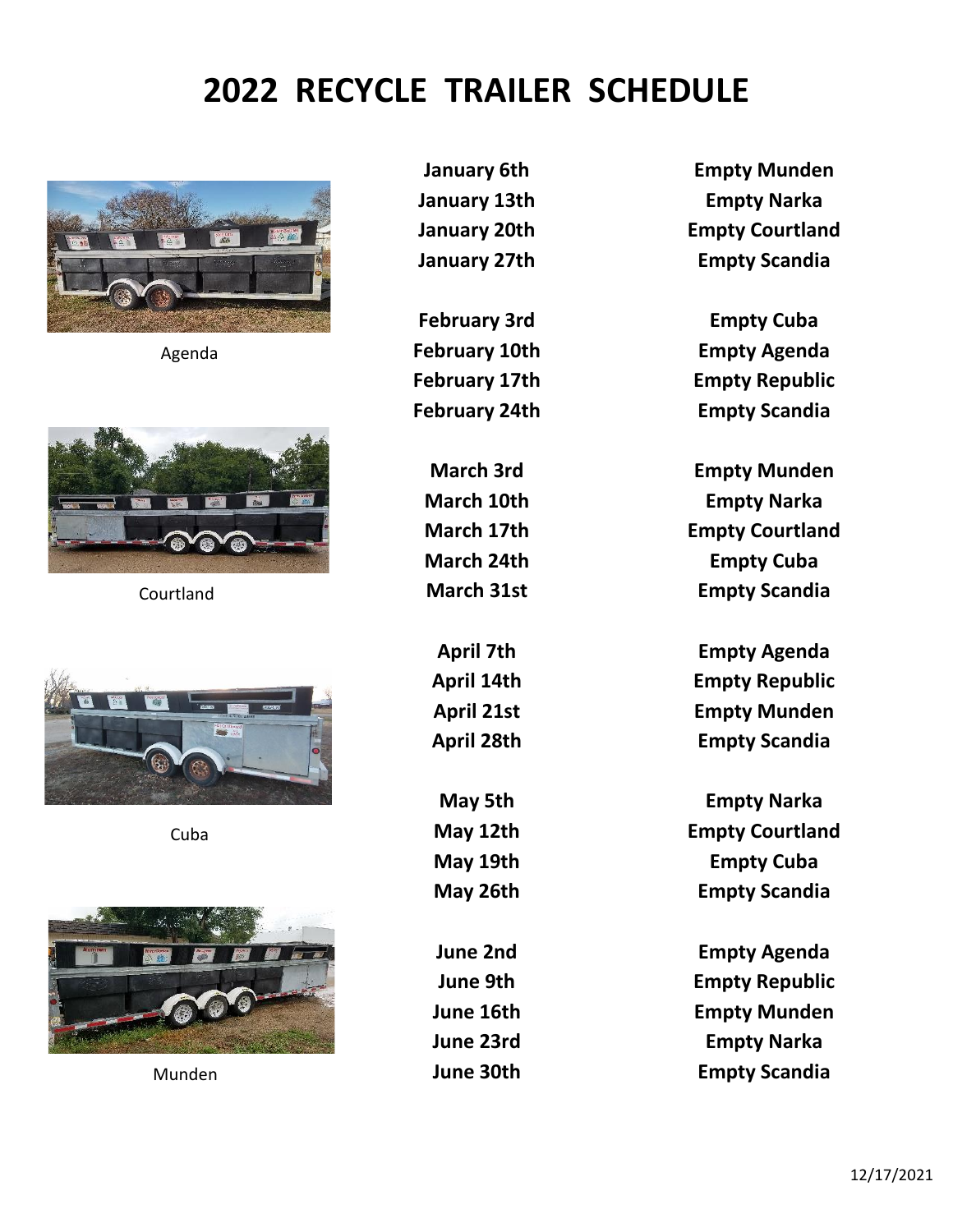# 2022 RECYCLE TRAILER SCHEDULE

Agenda

Courtland

Cuba

Munden

| Date | Location |
|---|---|
| January 6th | Empty Munden |
| January 13th | Empty Narka |
| January 20th | Empty Courtland |
| January 27th | Empty Scandia |
| February 3rd | Empty Cuba |
| February 10th | Empty Agenda |
| February 17th | Empty Republic |
| February 24th | Empty Scandia |
| March 3rd | Empty Munden |
| March 10th | Empty Narka |
| March 17th | Empty Courtland |
| March 24th | Empty Cuba |
| March 31st | Empty Scandia |
| April 7th | Empty Agenda |
| April 14th | Empty Republic |
| April 21st | Empty Munden |
| April 28th | Empty Scandia |
| May 5th | Empty Narka |
| May 12th | Empty Courtland |
| May 19th | Empty Cuba |
| May 26th | Empty Scandia |
| June 2nd | Empty Agenda |
| June 9th | Empty Republic |
| June 16th | Empty Munden |
| June 23rd | Empty Narka |
| June 30th | Empty Scandia |

12/17/2021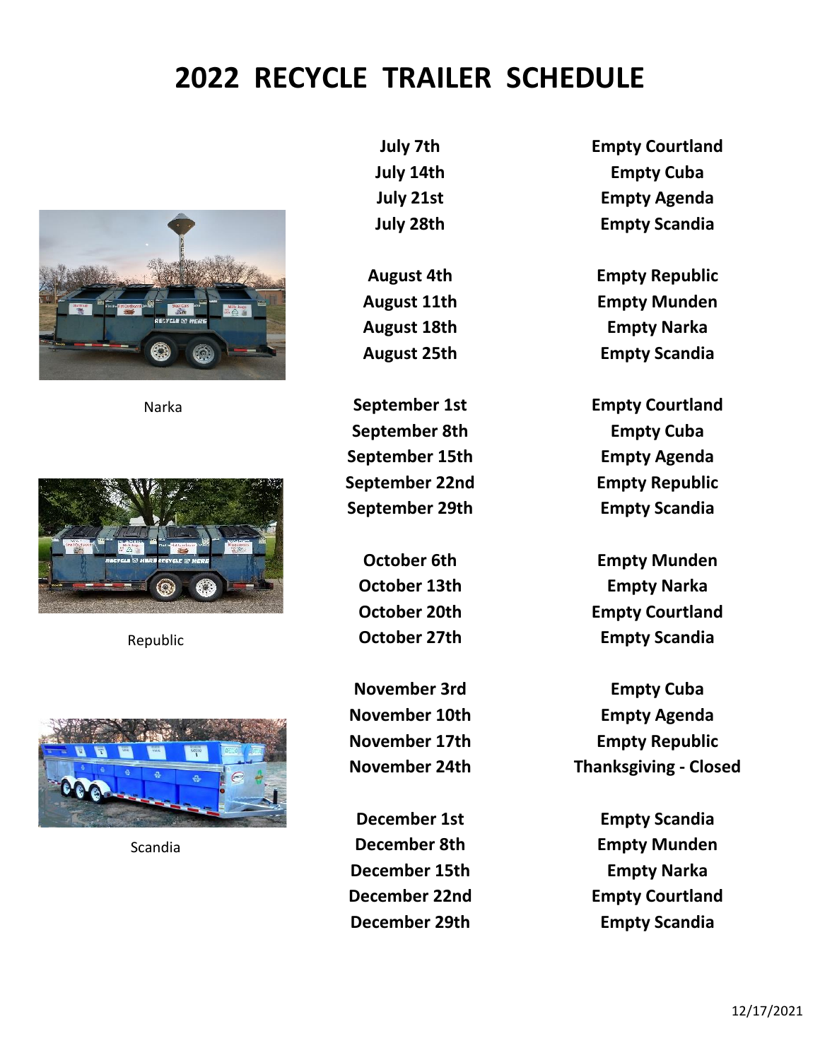# 2022 RECYCLE TRAILER SCHEDULE

Narka

Republic

Scandia

| | |
|---|---|
| **July 7th** | **Empty Courtland** |
| **July 14th** | **Empty Cuba** |
| **July 21st** | **Empty Agenda** |
| **July 28th** | **Empty Scandia** |
| **August 4th** | **Empty Republic** |
| **August 11th** | **Empty Munden** |
| **August 18th** | **Empty Narka** |
| **August 25th** | **Empty Scandia** |
| **September 1st** | **Empty Courtland** |
| **September 8th** | **Empty Cuba** |
| **September 15th** | **Empty Agenda** |
| **September 22nd** | **Empty Republic** |
| **September 29th** | **Empty Scandia** |
| **October 6th** | **Empty Munden** |
| **October 13th** | **Empty Narka** |
| **October 20th** | **Empty Courtland** |
| **October 27th** | **Empty Scandia** |
| **November 3rd** | **Empty Cuba** |
| **November 10th** | **Empty Agenda** |
| **November 17th** | **Empty Republic** |
| **November 24th** | **Thanksgiving - Closed** |
| **December 1st** | **Empty Scandia** |
| **December 8th** | **Empty Munden** |
| **December 15th** | **Empty Narka** |
| **December 22nd** | **Empty Courtland** |
| **December 29th** | **Empty Scandia** |

12/17/2021